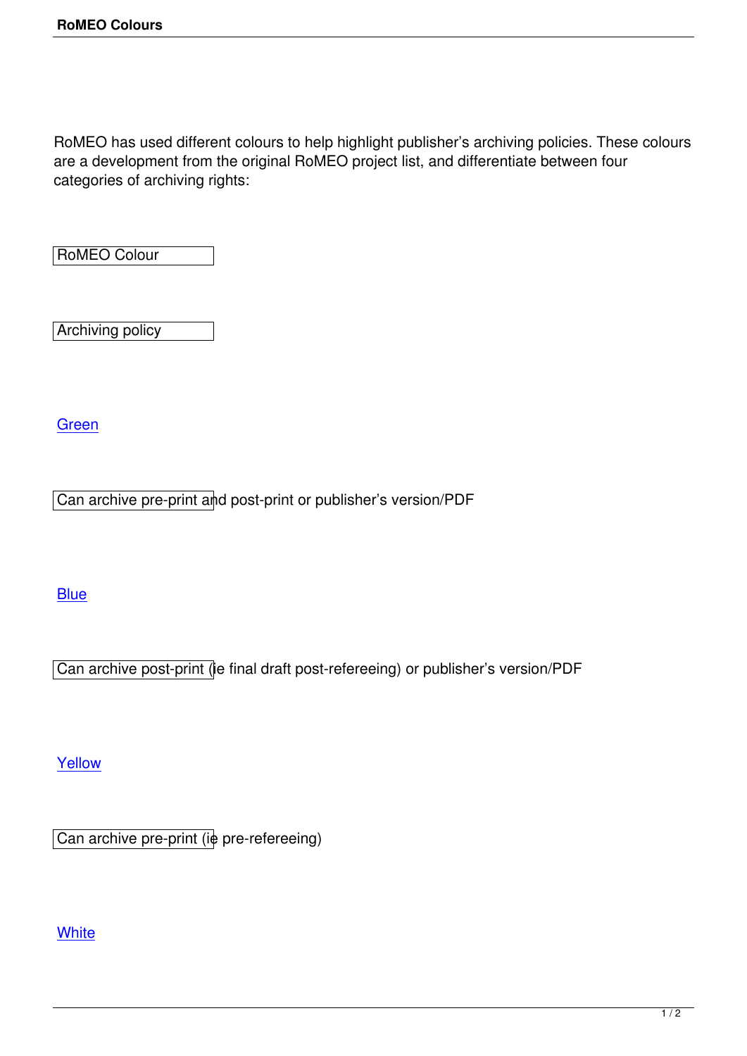RoMEO has used different colours to help highlight publisher's archiving policies. These colours are a development from the original RoMEO project list, and differentiate between four categories of archiving rights:

| RoMEO Colour | Archiving policy |
|---|---|
| Green | Can archive pre-print and post-print or publisher's version/PDF |
| Blue | Can archive post-print (ie final draft post-refereeing) or publisher's version/PDF |
| Yellow | Can archive pre-print (ie pre-refereeing) |
| White | |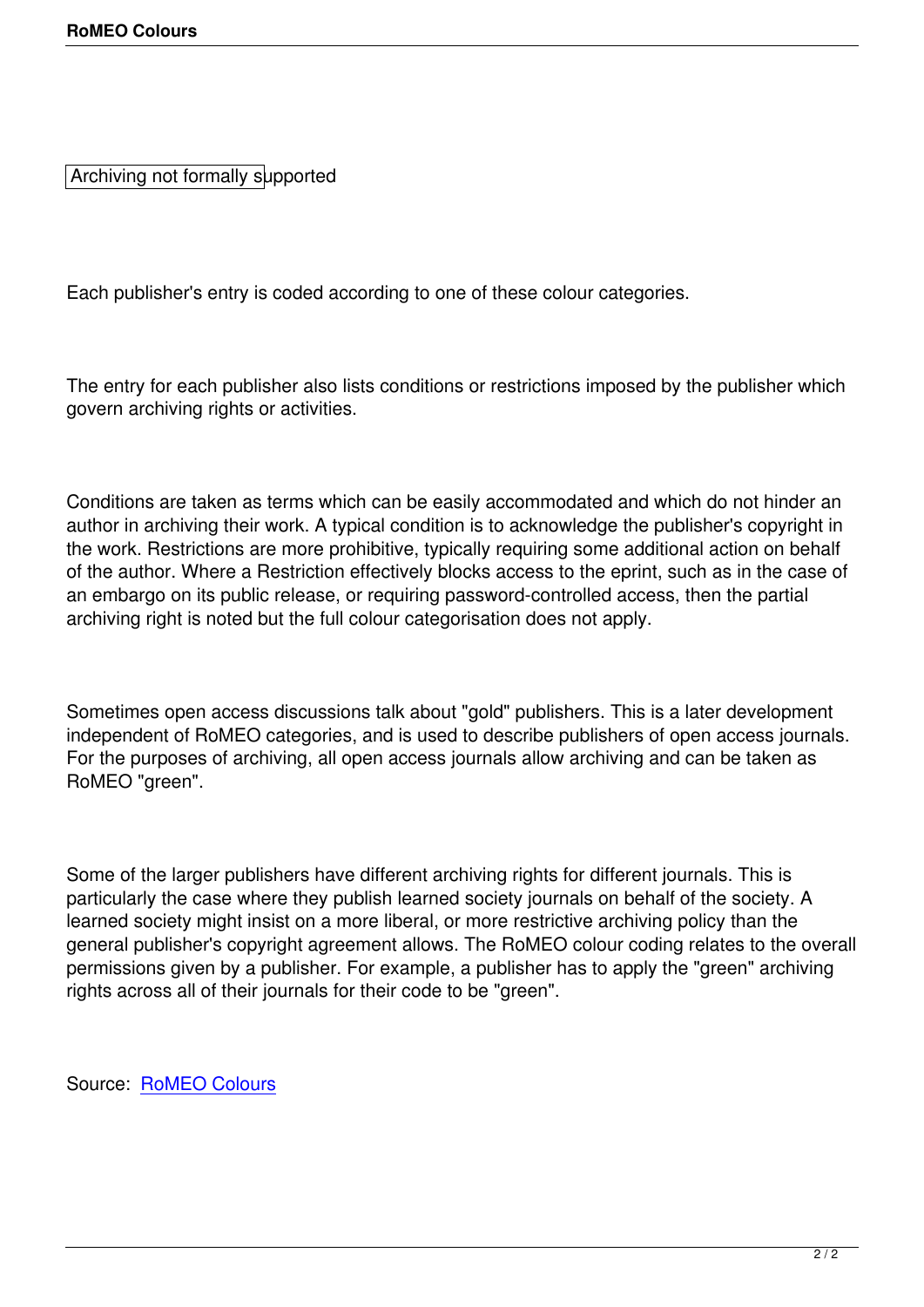Archiving not formally supported

Each publisher's entry is coded according to one of these colour categories.

The entry for each publisher also lists conditions or restrictions imposed by the publisher which govern archiving rights or activities.

Conditions are taken as terms which can be easily accommodated and which do not hinder an author in archiving their work. A typical condition is to acknowledge the publisher's copyright in the work. Restrictions are more prohibitive, typically requiring some additional action on behalf of the author. Where a Restriction effectively blocks access to the eprint, such as in the case of an embargo on its public release, or requiring password-controlled access, then the partial archiving right is noted but the full colour categorisation does not apply.

Sometimes open access discussions talk about "gold" publishers. This is a later development independent of RoMEO categories, and is used to describe publishers of open access journals. For the purposes of archiving, all open access journals allow archiving and can be taken as RoMEO "green".

Some of the larger publishers have different archiving rights for different journals. This is particularly the case where they publish learned society journals on behalf of the society. A learned society might insist on a more liberal, or more restrictive archiving policy than the general publisher's copyright agreement allows. The RoMEO colour coding relates to the overall permissions given by a publisher. For example, a publisher has to apply the "green" archiving rights across all of their journals for their code to be "green".

Source: RoMEO Colours